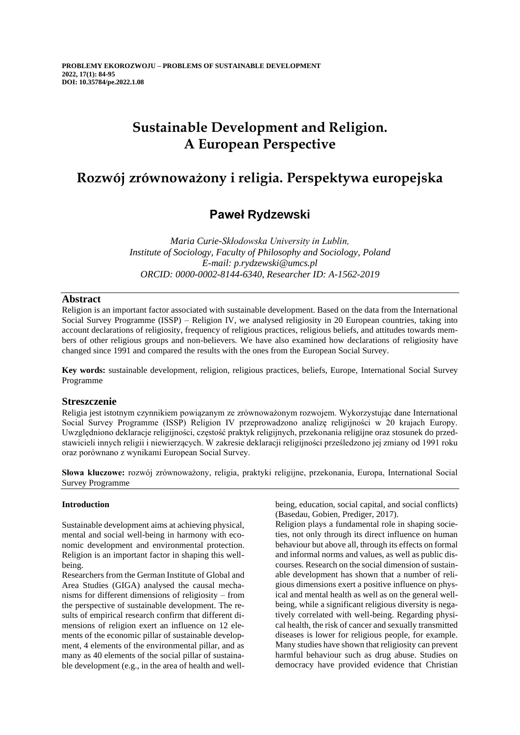**PROBLEMY EKOROZWOJU – PROBLEMS OF SUSTAINABLE DEVELOPMENT**
**2022, 17(1): 84-95**
**DOI: 10.35784/pe.2022.1.08**

# Sustainable Development and Religion. A European Perspective

# Rozwój zrównoważony i religia. Perspektywa europejska

## Paweł Rydzewski

*Maria Curie-Skłodowska University in Lublin,*
*Institute of Sociology, Faculty of Philosophy and Sociology, Poland*
*E-mail: p.rydzewski@umcs.pl*
*ORCID: 0000-0002-8144-6340, Researcher ID: A-1562-2019*

## Abstract

Religion is an important factor associated with sustainable development. Based on the data from the International Social Survey Programme (ISSP) – Religion IV, we analysed religiosity in 20 European countries, taking into account declarations of religiosity, frequency of religious practices, religious beliefs, and attitudes towards members of other religious groups and non-believers. We have also examined how declarations of religiosity have changed since 1991 and compared the results with the ones from the European Social Survey.

**Key words:** sustainable development, religion, religious practices, beliefs, Europe, International Social Survey Programme

## Streszczenie

Religia jest istotnym czynnikiem powiązanym ze zrównoważonym rozwojem. Wykorzystując dane International Social Survey Programme (ISSP) Religion IV przeprowadzono analizę religijności w 20 krajach Europy. Uwzględniono deklaracje religijności, częstość praktyk religijnych, przekonania religijne oraz stosunek do przedstawicieli innych religii i niewierzących. W zakresie deklaracji religijności prześledzono jej zmiany od 1991 roku oraz porównano z wynikami European Social Survey.

**Słowa kluczowe:** rozwój zrównoważony, religia, praktyki religijne, przekonania, Europa, International Social Survey Programme

### Introduction

Sustainable development aims at achieving physical, mental and social well-being in harmony with economic development and environmental protection. Religion is an important factor in shaping this well-being.

Researchers from the German Institute of Global and Area Studies (GIGA) analysed the causal mechanisms for different dimensions of religiosity – from the perspective of sustainable development. The results of empirical research confirm that different dimensions of religion exert an influence on 12 elements of the economic pillar of sustainable development, 4 elements of the environmental pillar, and as many as 40 elements of the social pillar of sustainable development (e.g., in the area of health and well-being, education, social capital, and social conflicts) (Basedau, Gobien, Prediger, 2017).

Religion plays a fundamental role in shaping societies, not only through its direct influence on human behaviour but above all, through its effects on formal and informal norms and values, as well as public discourses. Research on the social dimension of sustainable development has shown that a number of religious dimensions exert a positive influence on physical and mental health as well as on the general well-being, while a significant religious diversity is negatively correlated with well-being. Regarding physical health, the risk of cancer and sexually transmitted diseases is lower for religious people, for example. Many studies have shown that religiosity can prevent harmful behaviour such as drug abuse. Studies on democracy have provided evidence that Christian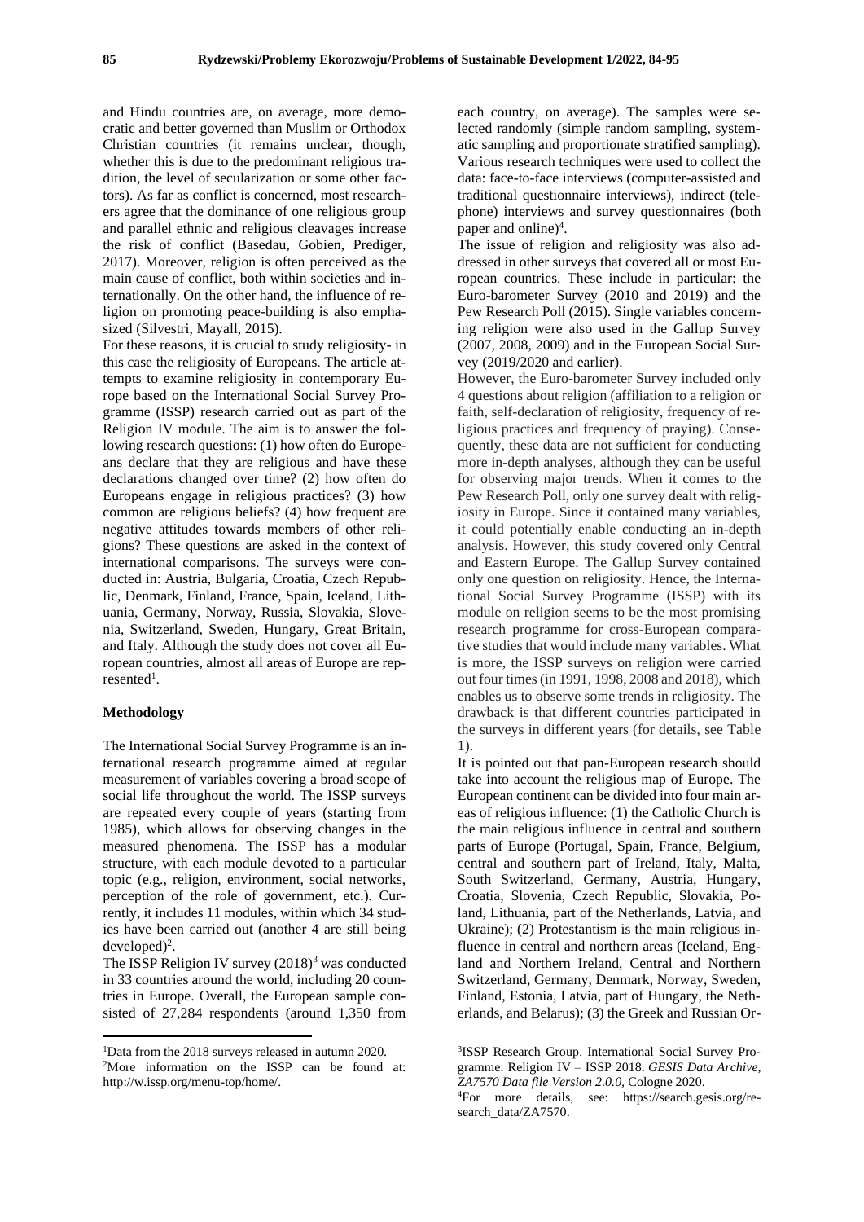and Hindu countries are, on average, more democratic and better governed than Muslim or Orthodox Christian countries (it remains unclear, though, whether this is due to the predominant religious tradition, the level of secularization or some other factors). As far as conflict is concerned, most researchers agree that the dominance of one religious group and parallel ethnic and religious cleavages increase the risk of conflict (Basedau, Gobien, Prediger, 2017). Moreover, religion is often perceived as the main cause of conflict, both within societies and internationally. On the other hand, the influence of religion on promoting peace-building is also emphasized (Silvestri, Mayall, 2015).

For these reasons, it is crucial to study religiosity- in this case the religiosity of Europeans. The article attempts to examine religiosity in contemporary Europe based on the International Social Survey Programme (ISSP) research carried out as part of the Religion IV module. The aim is to answer the following research questions: (1) how often do Europeans declare that they are religious and have these declarations changed over time? (2) how often do Europeans engage in religious practices? (3) how common are religious beliefs? (4) how frequent are negative attitudes towards members of other religions? These questions are asked in the context of international comparisons. The surveys were conducted in: Austria, Bulgaria, Croatia, Czech Republic, Denmark, Finland, France, Spain, Iceland, Lithuania, Germany, Norway, Russia, Slovakia, Slovenia, Switzerland, Sweden, Hungary, Great Britain, and Italy. Although the study does not cover all European countries, almost all areas of Europe are represented[1].

## Methodology

The International Social Survey Programme is an international research programme aimed at regular measurement of variables covering a broad scope of social life throughout the world. The ISSP surveys are repeated every couple of years (starting from 1985), which allows for observing changes in the measured phenomena. The ISSP has a modular structure, with each module devoted to a particular topic (e.g., religion, environment, social networks, perception of the role of government, etc.). Currently, it includes 11 modules, within which 34 studies have been carried out (another 4 are still being developed)[2].

The ISSP Religion IV survey (2018)[3] was conducted in 33 countries around the world, including 20 countries in Europe. Overall, the European sample consisted of 27,284 respondents (around 1,350 from each country, on average). The samples were selected randomly (simple random sampling, systematic sampling and proportionate stratified sampling). Various research techniques were used to collect the data: face-to-face interviews (computer-assisted and traditional questionnaire interviews), indirect (telephone) interviews and survey questionnaires (both paper and online)[4].

The issue of religion and religiosity was also addressed in other surveys that covered all or most European countries. These include in particular: the Euro-barometer Survey (2010 and 2019) and the Pew Research Poll (2015). Single variables concerning religion were also used in the Gallup Survey (2007, 2008, 2009) and in the European Social Survey (2019/2020 and earlier).

However, the Euro-barometer Survey included only 4 questions about religion (affiliation to a religion or faith, self-declaration of religiosity, frequency of religious practices and frequency of praying). Consequently, these data are not sufficient for conducting more in-depth analyses, although they can be useful for observing major trends. When it comes to the Pew Research Poll, only one survey dealt with religiosity in Europe. Since it contained many variables, it could potentially enable conducting an in-depth analysis. However, this study covered only Central and Eastern Europe. The Gallup Survey contained only one question on religiosity. Hence, the International Social Survey Programme (ISSP) with its module on religion seems to be the most promising research programme for cross-European comparative studies that would include many variables. What is more, the ISSP surveys on religion were carried out four times (in 1991, 1998, 2008 and 2018), which enables us to observe some trends in religiosity. The drawback is that different countries participated in the surveys in different years (for details, see Table 1).

It is pointed out that pan-European research should take into account the religious map of Europe. The European continent can be divided into four main areas of religious influence: (1) the Catholic Church is the main religious influence in central and southern parts of Europe (Portugal, Spain, France, Belgium, central and southern part of Ireland, Italy, Malta, South Switzerland, Germany, Austria, Hungary, Croatia, Slovenia, Czech Republic, Slovakia, Poland, Lithuania, part of the Netherlands, Latvia, and Ukraine); (2) Protestantism is the main religious influence in central and northern areas (Iceland, England and Northern Ireland, Central and Northern Switzerland, Germany, Denmark, Norway, Sweden, Finland, Estonia, Latvia, part of Hungary, the Netherlands, and Belarus); (3) the Greek and Russian Or-

---

[1] Data from the 2018 surveys released in autumn 2020.

[2] More information on the ISSP can be found at: http://w.issp.org/menu-top/home/.

[3] ISSP Research Group. International Social Survey Programme: Religion IV – ISSP 2018. *GESIS Data Archive, ZA7570 Data file Version 2.0.0,* Cologne 2020.

[4] For more details, see: https://search.gesis.org/research_data/ZA7570.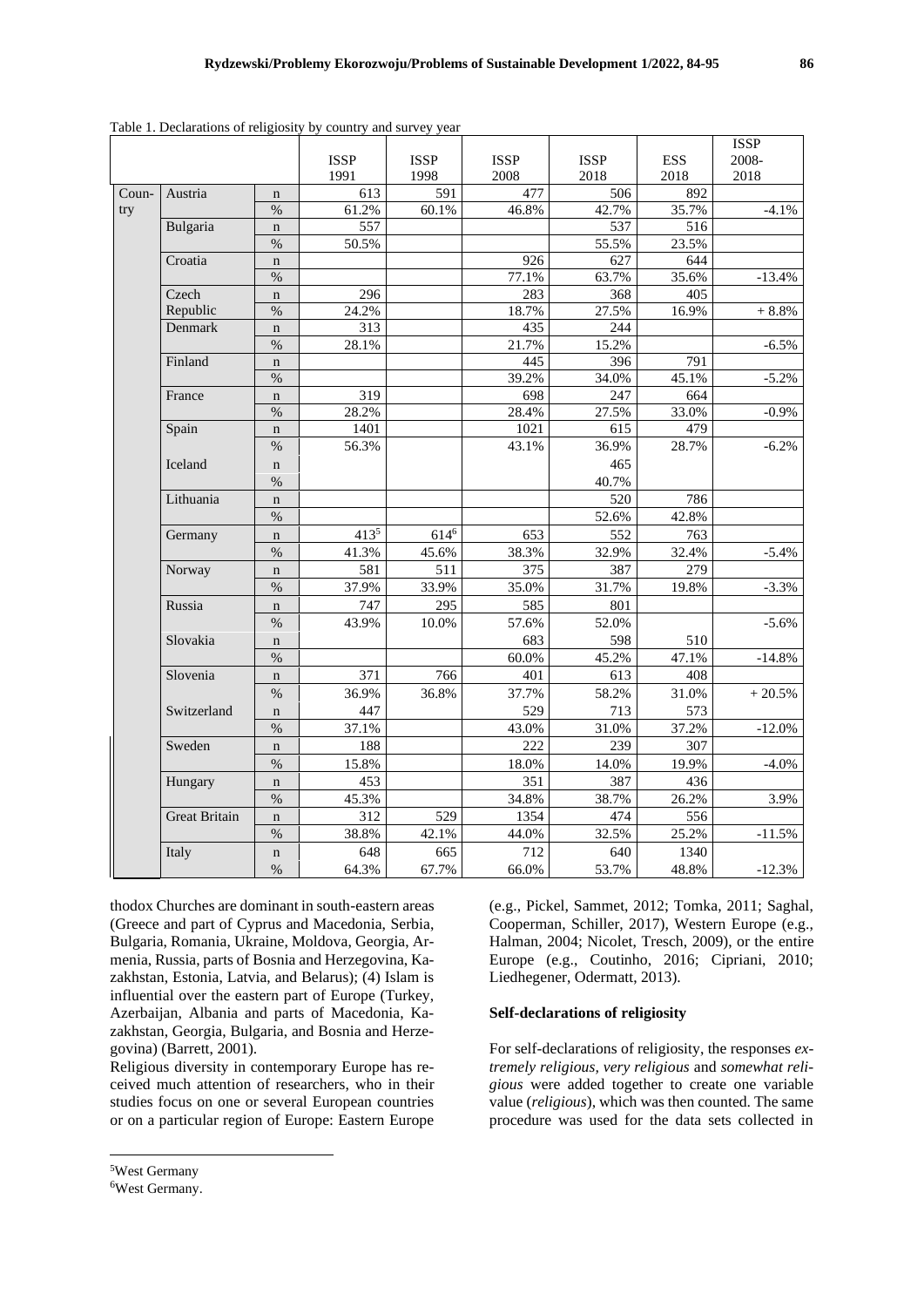Table 1. Declarations of religiosity by country and survey year

| | | | ISSP 1991 | ISSP 1998 | ISSP 2008 | ISSP 2018 | ESS 2018 | ISSP 2008-2018 |
|---|---|---|---|---|---|---|---|---|
| Country | Austria | n | 613 | 591 | 477 | 506 | 892 | |
| | | % | 61.2% | 60.1% | 46.8% | 42.7% | 35.7% | -4.1% |
| | Bulgaria | n | 557 | | | 537 | 516 | |
| | | % | 50.5% | | | 55.5% | 23.5% | |
| | Croatia | n | | | 926 | 627 | 644 | |
| | | % | | | 77.1% | 63.7% | 35.6% | -13.4% |
| | Czech Republic | n | 296 | | 283 | 368 | 405 | |
| | | % | 24.2% | | 18.7% | 27.5% | 16.9% | + 8.8% |
| | Denmark | n | 313 | | 435 | 244 | | |
| | | % | 28.1% | | 21.7% | 15.2% | | -6.5% |
| | Finland | n | | | 445 | 396 | 791 | |
| | | % | | | 39.2% | 34.0% | 45.1% | -5.2% |
| | France | n | 319 | | 698 | 247 | 664 | |
| | | % | 28.2% | | 28.4% | 27.5% | 33.0% | -0.9% |
| | Spain | n | 1401 | | 1021 | 615 | 479 | |
| | | % | 56.3% | | 43.1% | 36.9% | 28.7% | -6.2% |
| | Iceland | n | | | | 465 | | |
| | | % | | | | 40.7% | | |
| | Lithuania | n | | | | 520 | 786 | |
| | | % | | | | 52.6% | 42.8% | |
| | Germany | n | 413[5] | 614[6] | 653 | 552 | 763 | |
| | | % | 41.3% | 45.6% | 38.3% | 32.9% | 32.4% | -5.4% |
| | Norway | n | 581 | 511 | 375 | 387 | 279 | |
| | | % | 37.9% | 33.9% | 35.0% | 31.7% | 19.8% | -3.3% |
| | Russia | n | 747 | 295 | 585 | 801 | | |
| | | % | 43.9% | 10.0% | 57.6% | 52.0% | | -5.6% |
| | Slovakia | n | | | 683 | 598 | 510 | |
| | | % | | | 60.0% | 45.2% | 47.1% | -14.8% |
| | Slovenia | n | 371 | 766 | 401 | 613 | 408 | |
| | | % | 36.9% | 36.8% | 37.7% | 58.2% | 31.0% | + 20.5% |
| | Switzerland | n | 447 | | 529 | 713 | 573 | |
| | | % | 37.1% | | 43.0% | 31.0% | 37.2% | -12.0% |
| | Sweden | n | 188 | | 222 | 239 | 307 | |
| | | % | 15.8% | | 18.0% | 14.0% | 19.9% | -4.0% |
| | Hungary | n | 453 | | 351 | 387 | 436 | |
| | | % | 45.3% | | 34.8% | 38.7% | 26.2% | 3.9% |
| | Great Britain | n | 312 | 529 | 1354 | 474 | 556 | |
| | | % | 38.8% | 42.1% | 44.0% | 32.5% | 25.2% | -11.5% |
| | Italy | n | 648 | 665 | 712 | 640 | 1340 | |
| | | % | 64.3% | 67.7% | 66.0% | 53.7% | 48.8% | -12.3% |

thodox Churches are dominant in south-eastern areas (Greece and part of Cyprus and Macedonia, Serbia, Bulgaria, Romania, Ukraine, Moldova, Georgia, Armenia, Russia, parts of Bosnia and Herzegovina, Kazakhstan, Estonia, Latvia, and Belarus); (4) Islam is influential over the eastern part of Europe (Turkey, Azerbaijan, Albania and parts of Macedonia, Kazakhstan, Georgia, Bulgaria, and Bosnia and Herzegovina) (Barrett, 2001).

Religious diversity in contemporary Europe has received much attention of researchers, who in their studies focus on one or several European countries or on a particular region of Europe: Eastern Europe (e.g., Pickel, Sammet, 2012; Tomka, 2011; Saghal, Cooperman, Schiller, 2017), Western Europe (e.g., Halman, 2004; Nicolet, Tresch, 2009), or the entire Europe (e.g., Coutinho, 2016; Cipriani, 2010; Liedhegener, Odermatt, 2013).

## Self-declarations of religiosity

For self-declarations of religiosity, the responses *extremely religious*, *very religious* and *somewhat religious* were added together to create one variable value (*religious*), which was then counted. The same procedure was used for the data sets collected in

[5] West Germany

[6] West Germany.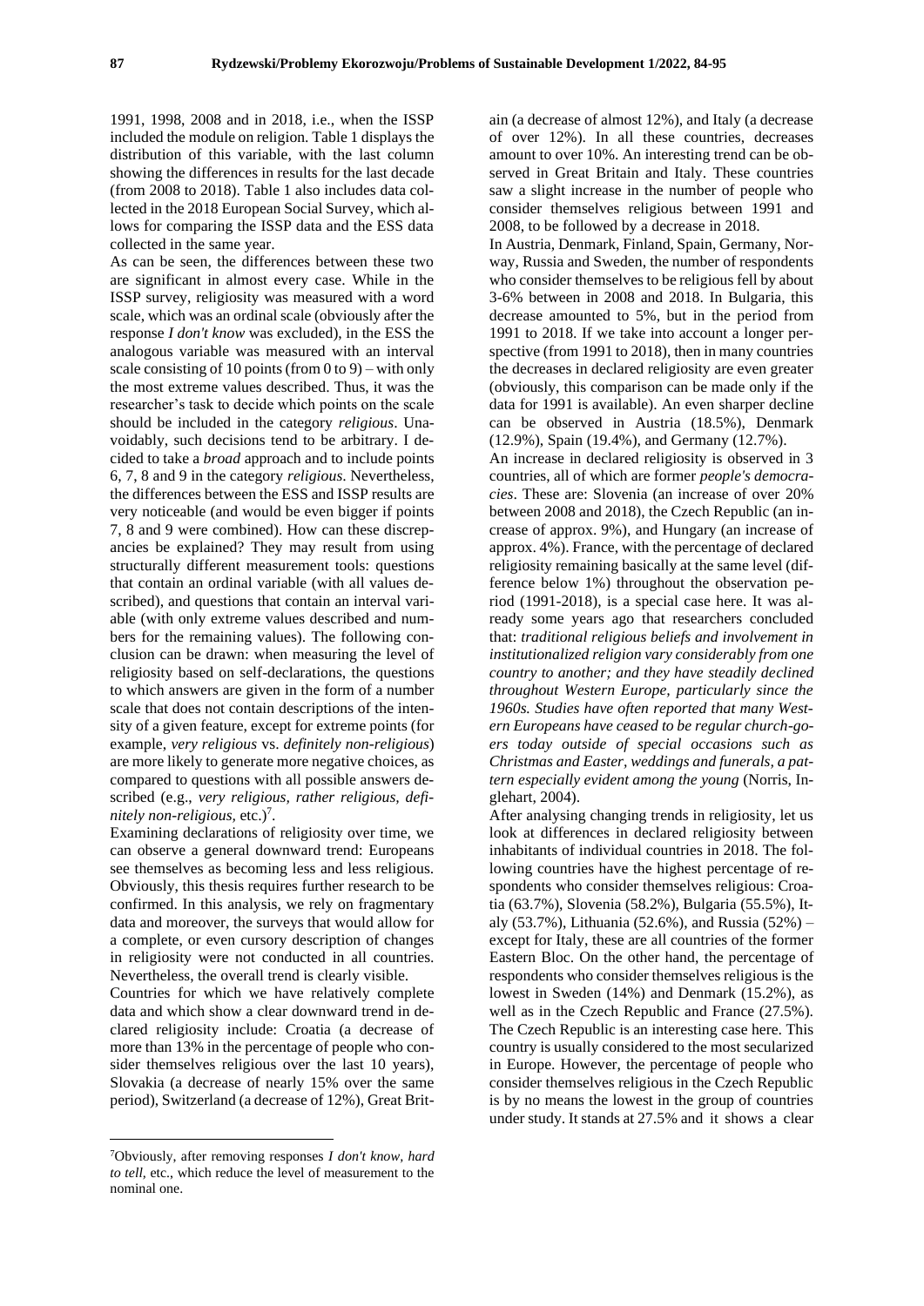1991, 1998, 2008 and in 2018, i.e., when the ISSP included the module on religion. Table 1 displays the distribution of this variable, with the last column showing the differences in results for the last decade (from 2008 to 2018). Table 1 also includes data collected in the 2018 European Social Survey, which allows for comparing the ISSP data and the ESS data collected in the same year.

As can be seen, the differences between these two are significant in almost every case. While in the ISSP survey, religiosity was measured with a word scale, which was an ordinal scale (obviously after the response *I don't know* was excluded), in the ESS the analogous variable was measured with an interval scale consisting of 10 points (from 0 to 9) – with only the most extreme values described. Thus, it was the researcher's task to decide which points on the scale should be included in the category *religious*. Unavoidably, such decisions tend to be arbitrary. I decided to take a *broad* approach and to include points 6, 7, 8 and 9 in the category *religious*. Nevertheless, the differences between the ESS and ISSP results are very noticeable (and would be even bigger if points 7, 8 and 9 were combined). How can these discrepancies be explained? They may result from using structurally different measurement tools: questions that contain an ordinal variable (with all values described), and questions that contain an interval variable (with only extreme values described and numbers for the remaining values). The following conclusion can be drawn: when measuring the level of religiosity based on self-declarations, the questions to which answers are given in the form of a number scale that does not contain descriptions of the intensity of a given feature, except for extreme points (for example, *very religious* vs. *definitely non-religious*) are more likely to generate more negative choices, as compared to questions with all possible answers described (e.g., *very religious, rather religious, definitely non-religious*, etc.)[7].

Examining declarations of religiosity over time, we can observe a general downward trend: Europeans see themselves as becoming less and less religious. Obviously, this thesis requires further research to be confirmed. In this analysis, we rely on fragmentary data and moreover, the surveys that would allow for a complete, or even cursory description of changes in religiosity were not conducted in all countries. Nevertheless, the overall trend is clearly visible.

Countries for which we have relatively complete data and which show a clear downward trend in declared religiosity include: Croatia (a decrease of more than 13% in the percentage of people who consider themselves religious over the last 10 years), Slovakia (a decrease of nearly 15% over the same period), Switzerland (a decrease of 12%), Great Britain (a decrease of almost 12%), and Italy (a decrease of over 12%). In all these countries, decreases amount to over 10%. An interesting trend can be observed in Great Britain and Italy. These countries saw a slight increase in the number of people who consider themselves religious between 1991 and 2008, to be followed by a decrease in 2018.

In Austria, Denmark, Finland, Spain, Germany, Norway, Russia and Sweden, the number of respondents who consider themselves to be religious fell by about 3-6% between in 2008 and 2018. In Bulgaria, this decrease amounted to 5%, but in the period from 1991 to 2018. If we take into account a longer perspective (from 1991 to 2018), then in many countries the decreases in declared religiosity are even greater (obviously, this comparison can be made only if the data for 1991 is available). An even sharper decline can be observed in Austria (18.5%), Denmark (12.9%), Spain (19.4%), and Germany (12.7%).

An increase in declared religiosity is observed in 3 countries, all of which are former *people's democracies*. These are: Slovenia (an increase of over 20% between 2008 and 2018), the Czech Republic (an increase of approx. 9%), and Hungary (an increase of approx. 4%). France, with the percentage of declared religiosity remaining basically at the same level (difference below 1%) throughout the observation period (1991-2018), is a special case here. It was already some years ago that researchers concluded that: *traditional religious beliefs and involvement in institutionalized religion vary considerably from one country to another; and they have steadily declined throughout Western Europe, particularly since the 1960s. Studies have often reported that many Western Europeans have ceased to be regular church-goers today outside of special occasions such as Christmas and Easter, weddings and funerals, a pattern especially evident among the young* (Norris, Inglehart, 2004).

After analysing changing trends in religiosity, let us look at differences in declared religiosity between inhabitants of individual countries in 2018. The following countries have the highest percentage of respondents who consider themselves religious: Croatia (63.7%), Slovenia (58.2%), Bulgaria (55.5%), Italy (53.7%), Lithuania (52.6%), and Russia (52%) – except for Italy, these are all countries of the former Eastern Bloc. On the other hand, the percentage of respondents who consider themselves religious is the lowest in Sweden (14%) and Denmark (15.2%), as well as in the Czech Republic and France (27.5%). The Czech Republic is an interesting case here. This country is usually considered to the most secularized in Europe. However, the percentage of people who consider themselves religious in the Czech Republic is by no means the lowest in the group of countries under study. It stands at 27.5% and it shows a clear

[7] Obviously, after removing responses *I don't know, hard to tell*, etc., which reduce the level of measurement to the nominal one.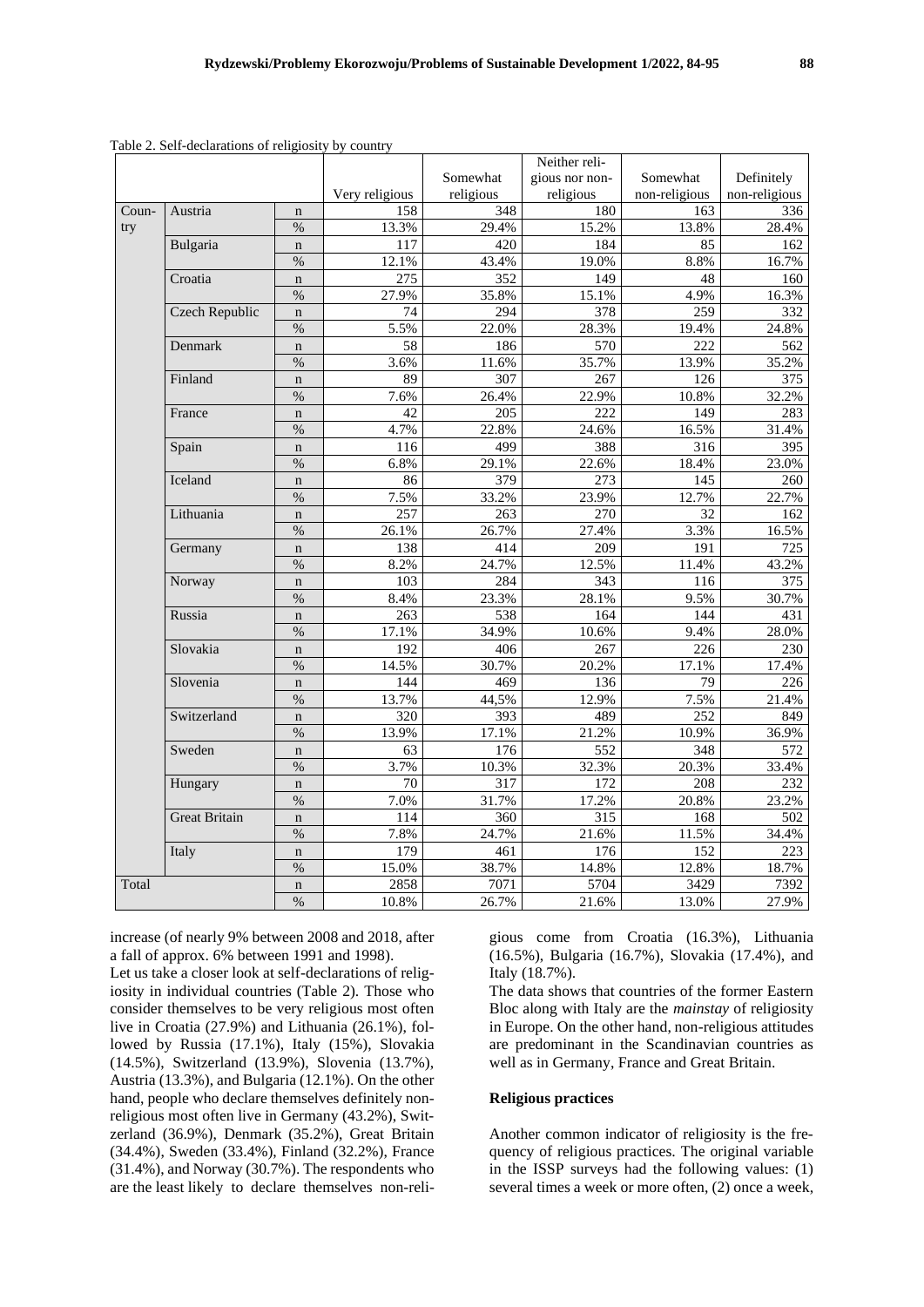Table 2. Self-declarations of religiosity by country

| | | | Very religious | Somewhat religious | Neither religious nor non-religious | Somewhat non-religious | Definitely non-religious |
|---|---|---|---|---|---|---|---|
| Country | Austria | n | 158 | 348 | 180 | 163 | 336 |
| | | % | 13.3% | 29.4% | 15.2% | 13.8% | 28.4% |
| | Bulgaria | n | 117 | 420 | 184 | 85 | 162 |
| | | % | 12.1% | 43.4% | 19.0% | 8.8% | 16.7% |
| | Croatia | n | 275 | 352 | 149 | 48 | 160 |
| | | % | 27.9% | 35.8% | 15.1% | 4.9% | 16.3% |
| | Czech Republic | n | 74 | 294 | 378 | 259 | 332 |
| | | % | 5.5% | 22.0% | 28.3% | 19.4% | 24.8% |
| | Denmark | n | 58 | 186 | 570 | 222 | 562 |
| | | % | 3.6% | 11.6% | 35.7% | 13.9% | 35.2% |
| | Finland | n | 89 | 307 | 267 | 126 | 375 |
| | | % | 7.6% | 26.4% | 22.9% | 10.8% | 32.2% |
| | France | n | 42 | 205 | 222 | 149 | 283 |
| | | % | 4.7% | 22.8% | 24.6% | 16.5% | 31.4% |
| | Spain | n | 116 | 499 | 388 | 316 | 395 |
| | | % | 6.8% | 29.1% | 22.6% | 18.4% | 23.0% |
| | Iceland | n | 86 | 379 | 273 | 145 | 260 |
| | | % | 7.5% | 33.2% | 23.9% | 12.7% | 22.7% |
| | Lithuania | n | 257 | 263 | 270 | 32 | 162 |
| | | % | 26.1% | 26.7% | 27.4% | 3.3% | 16.5% |
| | Germany | n | 138 | 414 | 209 | 191 | 725 |
| | | % | 8.2% | 24.7% | 12.5% | 11.4% | 43.2% |
| | Norway | n | 103 | 284 | 343 | 116 | 375 |
| | | % | 8.4% | 23.3% | 28.1% | 9.5% | 30.7% |
| | Russia | n | 263 | 538 | 164 | 144 | 431 |
| | | % | 17.1% | 34.9% | 10.6% | 9.4% | 28.0% |
| | Slovakia | n | 192 | 406 | 267 | 226 | 230 |
| | | % | 14.5% | 30.7% | 20.2% | 17.1% | 17.4% |
| | Slovenia | n | 144 | 469 | 136 | 79 | 226 |
| | | % | 13.7% | 44,5% | 12.9% | 7.5% | 21.4% |
| | Switzerland | n | 320 | 393 | 489 | 252 | 849 |
| | | % | 13.9% | 17.1% | 21.2% | 10.9% | 36.9% |
| | Sweden | n | 63 | 176 | 552 | 348 | 572 |
| | | % | 3.7% | 10.3% | 32.3% | 20.3% | 33.4% |
| | Hungary | n | 70 | 317 | 172 | 208 | 232 |
| | | % | 7.0% | 31.7% | 17.2% | 20.8% | 23.2% |
| | Great Britain | n | 114 | 360 | 315 | 168 | 502 |
| | | % | 7.8% | 24.7% | 21.6% | 11.5% | 34.4% |
| | Italy | n | 179 | 461 | 176 | 152 | 223 |
| | | % | 15.0% | 38.7% | 14.8% | 12.8% | 18.7% |
| Total | | n | 2858 | 7071 | 5704 | 3429 | 7392 |
| | | % | 10.8% | 26.7% | 21.6% | 13.0% | 27.9% |

increase (of nearly 9% between 2008 and 2018, after a fall of approx. 6% between 1991 and 1998).

Let us take a closer look at self-declarations of religiosity in individual countries (Table 2). Those who consider themselves to be very religious most often live in Croatia (27.9%) and Lithuania (26.1%), followed by Russia (17.1%), Italy (15%), Slovakia (14.5%), Switzerland (13.9%), Slovenia (13.7%), Austria (13.3%), and Bulgaria (12.1%). On the other hand, people who declare themselves definitely non-religious most often live in Germany (43.2%), Switzerland (36.9%), Denmark (35.2%), Great Britain (34.4%), Sweden (33.4%), Finland (32.2%), France (31.4%), and Norway (30.7%). The respondents who are the least likely to declare themselves non-religious come from Croatia (16.3%), Lithuania (16.5%), Bulgaria (16.7%), Slovakia (17.4%), and Italy (18.7%).

The data shows that countries of the former Eastern Bloc along with Italy are the *mainstay* of religiosity in Europe. On the other hand, non-religious attitudes are predominant in the Scandinavian countries as well as in Germany, France and Great Britain.

### Religious practices

Another common indicator of religiosity is the frequency of religious practices. The original variable in the ISSP surveys had the following values: (1) several times a week or more often, (2) once a week,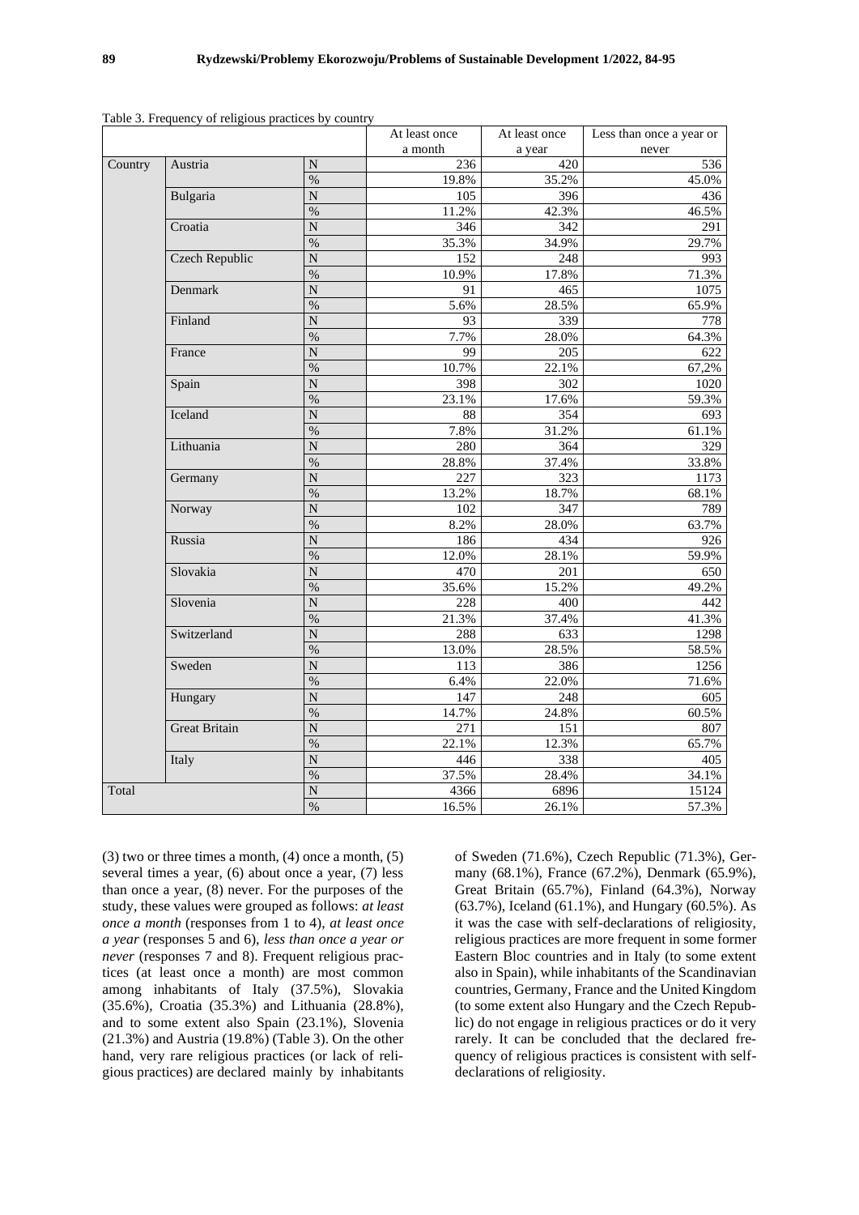Table 3. Frequency of religious practices by country

| | | | At least once a month | At least once a year | Less than once a year or never |
|---|---|---|---|---|---|
| Country | Austria | N | 236 | 420 | 536 |
| | | % | 19.8% | 35.2% | 45.0% |
| | Bulgaria | N | 105 | 396 | 436 |
| | | % | 11.2% | 42.3% | 46.5% |
| | Croatia | N | 346 | 342 | 291 |
| | | % | 35.3% | 34.9% | 29.7% |
| | Czech Republic | N | 152 | 248 | 993 |
| | | % | 10.9% | 17.8% | 71.3% |
| | Denmark | N | 91 | 465 | 1075 |
| | | % | 5.6% | 28.5% | 65.9% |
| | Finland | N | 93 | 339 | 778 |
| | | % | 7.7% | 28.0% | 64.3% |
| | France | N | 99 | 205 | 622 |
| | | % | 10.7% | 22.1% | 67,2% |
| | Spain | N | 398 | 302 | 1020 |
| | | % | 23.1% | 17.6% | 59.3% |
| | Iceland | N | 88 | 354 | 693 |
| | | % | 7.8% | 31.2% | 61.1% |
| | Lithuania | N | 280 | 364 | 329 |
| | | % | 28.8% | 37.4% | 33.8% |
| | Germany | N | 227 | 323 | 1173 |
| | | % | 13.2% | 18.7% | 68.1% |
| | Norway | N | 102 | 347 | 789 |
| | | % | 8.2% | 28.0% | 63.7% |
| | Russia | N | 186 | 434 | 926 |
| | | % | 12.0% | 28.1% | 59.9% |
| | Slovakia | N | 470 | 201 | 650 |
| | | % | 35.6% | 15.2% | 49.2% |
| | Slovenia | N | 228 | 400 | 442 |
| | | % | 21.3% | 37.4% | 41.3% |
| | Switzerland | N | 288 | 633 | 1298 |
| | | % | 13.0% | 28.5% | 58.5% |
| | Sweden | N | 113 | 386 | 1256 |
| | | % | 6.4% | 22.0% | 71.6% |
| | Hungary | N | 147 | 248 | 605 |
| | | % | 14.7% | 24.8% | 60.5% |
| | Great Britain | N | 271 | 151 | 807 |
| | | % | 22.1% | 12.3% | 65.7% |
| | Italy | N | 446 | 338 | 405 |
| | | % | 37.5% | 28.4% | 34.1% |
| Total | | N | 4366 | 6896 | 15124 |
| | | % | 16.5% | 26.1% | 57.3% |

(3) two or three times a month, (4) once a month, (5) several times a year, (6) about once a year, (7) less than once a year, (8) never. For the purposes of the study, these values were grouped as follows: *at least once a month* (responses from 1 to 4), *at least once a year* (responses 5 and 6), *less than once a year or never* (responses 7 and 8). Frequent religious practices (at least once a month) are most common among inhabitants of Italy (37.5%), Slovakia (35.6%), Croatia (35.3%) and Lithuania (28.8%), and to some extent also Spain (23.1%), Slovenia (21.3%) and Austria (19.8%) (Table 3). On the other hand, very rare religious practices (or lack of religious practices) are declared mainly by inhabitants of Sweden (71.6%), Czech Republic (71.3%), Germany (68.1%), France (67.2%), Denmark (65.9%), Great Britain (65.7%), Finland (64.3%), Norway (63.7%), Iceland (61.1%), and Hungary (60.5%). As it was the case with self-declarations of religiosity, religious practices are more frequent in some former Eastern Bloc countries and in Italy (to some extent also in Spain), while inhabitants of the Scandinavian countries, Germany, France and the United Kingdom (to some extent also Hungary and the Czech Republic) do not engage in religious practices or do it very rarely. It can be concluded that the declared frequency of religious practices is consistent with self-declarations of religiosity.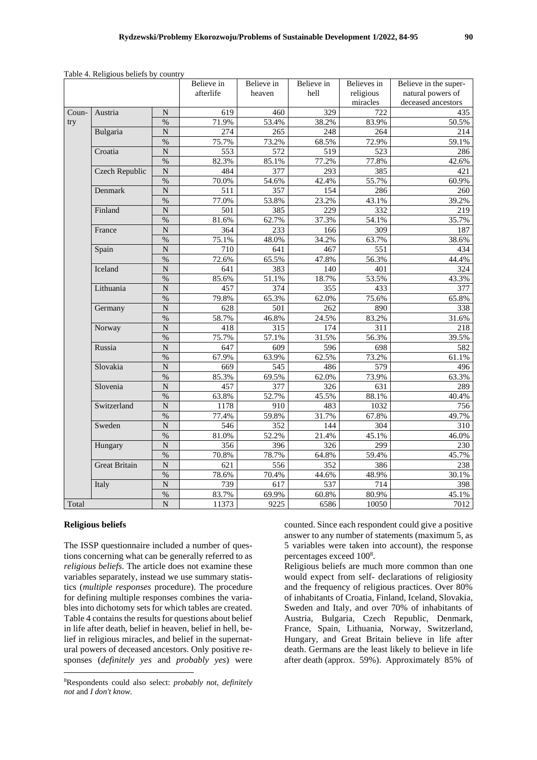Table 4. Religious beliefs by country

| | | | Believe in afterlife | Believe in heaven | Believe in hell | Believes in religious miracles | Believe in the supernatural powers of deceased ancestors |
|---|---|---|---|---|---|---|---|
| Country | Austria | N | 619 | 460 | 329 | 722 | 435 |
| | | % | 71.9% | 53.4% | 38.2% | 83.9% | 50.5% |
| | Bulgaria | N | 274 | 265 | 248 | 264 | 214 |
| | | % | 75.7% | 73.2% | 68.5% | 72.9% | 59.1% |
| | Croatia | N | 553 | 572 | 519 | 523 | 286 |
| | | % | 82.3% | 85.1% | 77.2% | 77.8% | 42.6% |
| | Czech Republic | N | 484 | 377 | 293 | 385 | 421 |
| | | % | 70.0% | 54.6% | 42.4% | 55.7% | 60.9% |
| | Denmark | N | 511 | 357 | 154 | 286 | 260 |
| | | % | 77.0% | 53.8% | 23.2% | 43.1% | 39.2% |
| | Finland | N | 501 | 385 | 229 | 332 | 219 |
| | | % | 81.6% | 62.7% | 37.3% | 54.1% | 35.7% |
| | France | N | 364 | 233 | 166 | 309 | 187 |
| | | % | 75.1% | 48.0% | 34.2% | 63.7% | 38.6% |
| | Spain | N | 710 | 641 | 467 | 551 | 434 |
| | | % | 72.6% | 65.5% | 47.8% | 56.3% | 44.4% |
| | Iceland | N | 641 | 383 | 140 | 401 | 324 |
| | | % | 85.6% | 51.1% | 18.7% | 53.5% | 43.3% |
| | Lithuania | N | 457 | 374 | 355 | 433 | 377 |
| | | % | 79.8% | 65.3% | 62.0% | 75.6% | 65.8% |
| | Germany | N | 628 | 501 | 262 | 890 | 338 |
| | | % | 58.7% | 46.8% | 24.5% | 83.2% | 31.6% |
| | Norway | N | 418 | 315 | 174 | 311 | 218 |
| | | % | 75.7% | 57.1% | 31.5% | 56.3% | 39.5% |
| | Russia | N | 647 | 609 | 596 | 698 | 582 |
| | | % | 67.9% | 63.9% | 62.5% | 73.2% | 61.1% |
| | Slovakia | N | 669 | 545 | 486 | 579 | 496 |
| | | % | 85.3% | 69.5% | 62.0% | 73.9% | 63.3% |
| | Slovenia | N | 457 | 377 | 326 | 631 | 289 |
| | | % | 63.8% | 52.7% | 45.5% | 88.1% | 40.4% |
| | Switzerland | N | 1178 | 910 | 483 | 1032 | 756 |
| | | % | 77.4% | 59.8% | 31.7% | 67.8% | 49.7% |
| | Sweden | N | 546 | 352 | 144 | 304 | 310 |
| | | % | 81.0% | 52.2% | 21.4% | 45.1% | 46.0% |
| | Hungary | N | 356 | 396 | 326 | 299 | 230 |
| | | % | 70.8% | 78.7% | 64.8% | 59.4% | 45.7% |
| | Great Britain | N | 621 | 556 | 352 | 386 | 238 |
| | | % | 78.6% | 70.4% | 44.6% | 48.9% | 30.1% |
| | Italy | N | 739 | 617 | 537 | 714 | 398 |
| | | % | 83.7% | 69.9% | 60.8% | 80.9% | 45.1% |
| Total | | N | 11373 | 9225 | 6586 | 10050 | 7012 |

**Religious beliefs**

The ISSP questionnaire included a number of questions concerning what can be generally referred to as *religious beliefs*. The article does not examine these variables separately, instead we use summary statistics (*multiple responses* procedure). The procedure for defining multiple responses combines the variables into dichotomy sets for which tables are created. Table 4 contains the results for questions about belief in life after death, belief in heaven, belief in hell, belief in religious miracles, and belief in the supernatural powers of deceased ancestors. Only positive responses (*definitely yes* and *probably yes*) were counted. Since each respondent could give a positive answer to any number of statements (maximum 5, as 5 variables were taken into account), the response percentages exceed 100[8].

Religious beliefs are much more common than one would expect from self- declarations of religiosity and the frequency of religious practices. Over 80% of inhabitants of Croatia, Finland, Iceland, Slovakia, Sweden and Italy, and over 70% of inhabitants of Austria, Bulgaria, Czech Republic, Denmark, France, Spain, Lithuania, Norway, Switzerland, Hungary, and Great Britain believe in life after death. Germans are the least likely to believe in life after death (approx. 59%). Approximately 85% of

[8]Respondents could also select: *probably not, definitely not* and *I don't know.*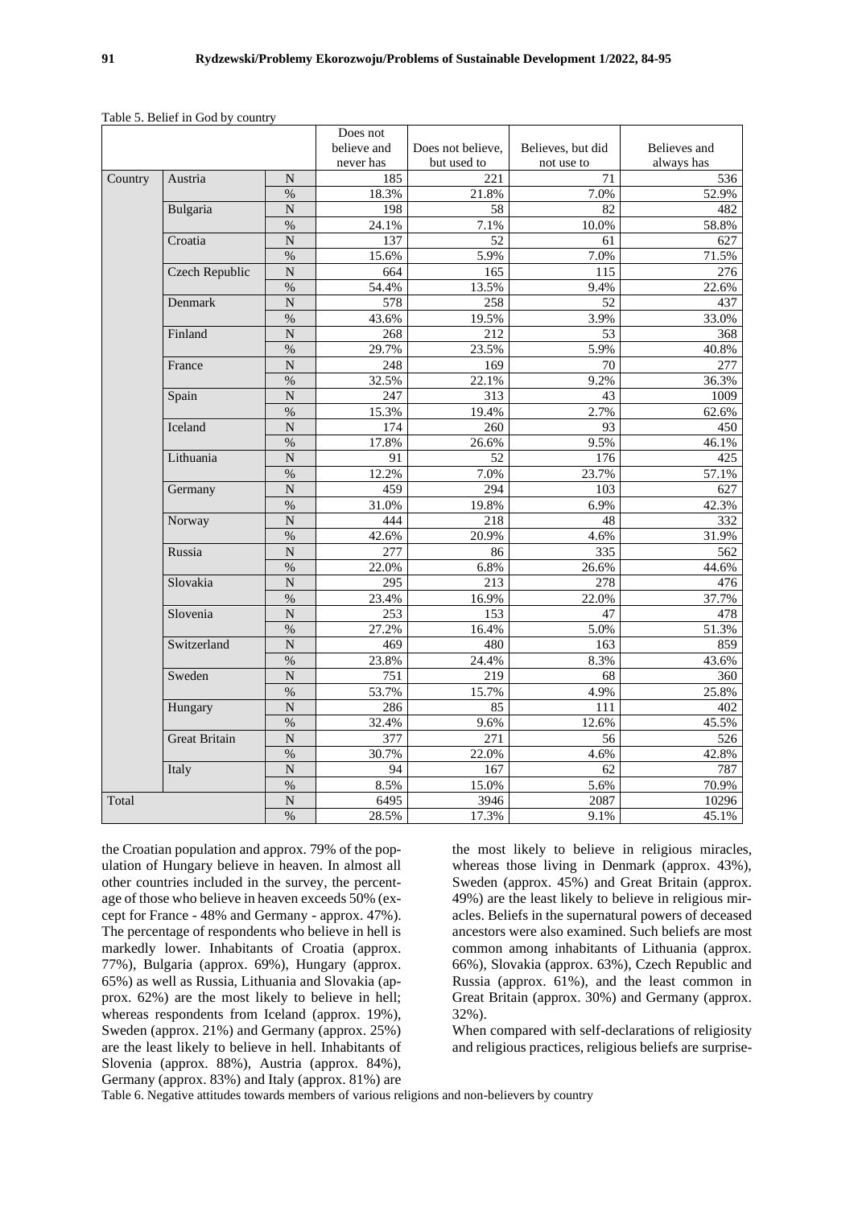Table 5. Belief in God by country

| | | | Does not believe and never has | Does not believe, but used to | Believes, but did not use to | Believes and always has |
|---|---|---|---|---|---|---|
| Country | Austria | N | 185 | 221 | 71 | 536 |
| | | % | 18.3% | 21.8% | 7.0% | 52.9% |
| | Bulgaria | N | 198 | 58 | 82 | 482 |
| | | % | 24.1% | 7.1% | 10.0% | 58.8% |
| | Croatia | N | 137 | 52 | 61 | 627 |
| | | % | 15.6% | 5.9% | 7.0% | 71.5% |
| | Czech Republic | N | 664 | 165 | 115 | 276 |
| | | % | 54.4% | 13.5% | 9.4% | 22.6% |
| | Denmark | N | 578 | 258 | 52 | 437 |
| | | % | 43.6% | 19.5% | 3.9% | 33.0% |
| | Finland | N | 268 | 212 | 53 | 368 |
| | | % | 29.7% | 23.5% | 5.9% | 40.8% |
| | France | N | 248 | 169 | 70 | 277 |
| | | % | 32.5% | 22.1% | 9.2% | 36.3% |
| | Spain | N | 247 | 313 | 43 | 1009 |
| | | % | 15.3% | 19.4% | 2.7% | 62.6% |
| | Iceland | N | 174 | 260 | 93 | 450 |
| | | % | 17.8% | 26.6% | 9.5% | 46.1% |
| | Lithuania | N | 91 | 52 | 176 | 425 |
| | | % | 12.2% | 7.0% | 23.7% | 57.1% |
| | Germany | N | 459 | 294 | 103 | 627 |
| | | % | 31.0% | 19.8% | 6.9% | 42.3% |
| | Norway | N | 444 | 218 | 48 | 332 |
| | | % | 42.6% | 20.9% | 4.6% | 31.9% |
| | Russia | N | 277 | 86 | 335 | 562 |
| | | % | 22.0% | 6.8% | 26.6% | 44.6% |
| | Slovakia | N | 295 | 213 | 278 | 476 |
| | | % | 23.4% | 16.9% | 22.0% | 37.7% |
| | Slovenia | N | 253 | 153 | 47 | 478 |
| | | % | 27.2% | 16.4% | 5.0% | 51.3% |
| | Switzerland | N | 469 | 480 | 163 | 859 |
| | | % | 23.8% | 24.4% | 8.3% | 43.6% |
| | Sweden | N | 751 | 219 | 68 | 360 |
| | | % | 53.7% | 15.7% | 4.9% | 25.8% |
| | Hungary | N | 286 | 85 | 111 | 402 |
| | | % | 32.4% | 9.6% | 12.6% | 45.5% |
| | Great Britain | N | 377 | 271 | 56 | 526 |
| | | % | 30.7% | 22.0% | 4.6% | 42.8% |
| | Italy | N | 94 | 167 | 62 | 787 |
| | | % | 8.5% | 15.0% | 5.6% | 70.9% |
| Total | | N | 6495 | 3946 | 2087 | 10296 |
| | | % | 28.5% | 17.3% | 9.1% | 45.1% |

the Croatian population and approx. 79% of the population of Hungary believe in heaven. In almost all other countries included in the survey, the percentage of those who believe in heaven exceeds 50% (except for France - 48% and Germany - approx. 47%). The percentage of respondents who believe in hell is markedly lower. Inhabitants of Croatia (approx. 77%), Bulgaria (approx. 69%), Hungary (approx. 65%) as well as Russia, Lithuania and Slovakia (approx. 62%) are the most likely to believe in hell; whereas respondents from Iceland (approx. 19%), Sweden (approx. 21%) and Germany (approx. 25%) are the least likely to believe in hell. Inhabitants of Slovenia (approx. 88%), Austria (approx. 84%), Germany (approx. 83%) and Italy (approx. 81%) are the most likely to believe in religious miracles, whereas those living in Denmark (approx. 43%), Sweden (approx. 45%) and Great Britain (approx. 49%) are the least likely to believe in religious miracles. Beliefs in the supernatural powers of deceased ancestors were also examined. Such beliefs are most common among inhabitants of Lithuania (approx. 66%), Slovakia (approx. 63%), Czech Republic and Russia (approx. 61%), and the least common in Great Britain (approx. 30%) and Germany (approx. 32%).

When compared with self-declarations of religiosity and religious practices, religious beliefs are surprise-

Table 6. Negative attitudes towards members of various religions and non-believers by country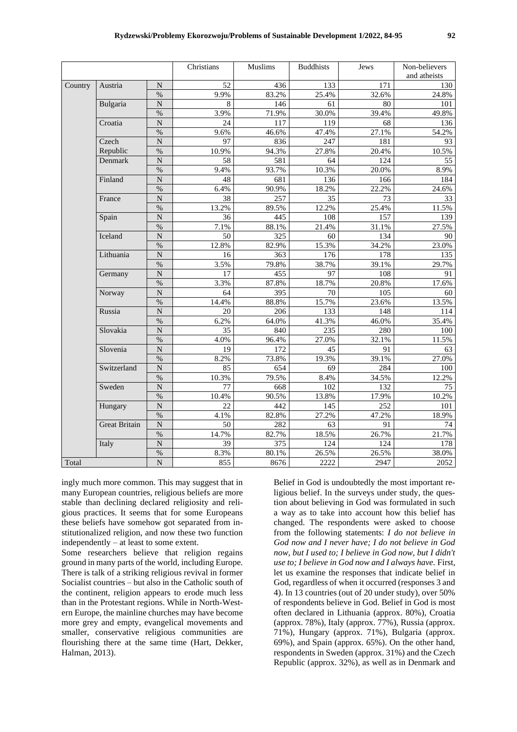| | | | Christians | Muslims | Buddhists | Jews | Non-believers and atheists |
|---|---|---|---|---|---|---|---|
| Country | Austria | N | 52 | 436 | 133 | 171 | 130 |
| | | % | 9.9% | 83.2% | 25.4% | 32.6% | 24.8% |
| | Bulgaria | N | 8 | 146 | 61 | 80 | 101 |
| | | % | 3.9% | 71.9% | 30.0% | 39.4% | 49.8% |
| | Croatia | N | 24 | 117 | 119 | 68 | 136 |
| | | % | 9.6% | 46.6% | 47.4% | 27.1% | 54.2% |
| | Czech Republic | N | 97 | 836 | 247 | 181 | 93 |
| | | % | 10.9% | 94.3% | 27.8% | 20.4% | 10.5% |
| | Denmark | N | 58 | 581 | 64 | 124 | 55 |
| | | % | 9.4% | 93.7% | 10.3% | 20.0% | 8.9% |
| | Finland | N | 48 | 681 | 136 | 166 | 184 |
| | | % | 6.4% | 90.9% | 18.2% | 22.2% | 24.6% |
| | France | N | 38 | 257 | 35 | 73 | 33 |
| | | % | 13.2% | 89.5% | 12.2% | 25.4% | 11.5% |
| | Spain | N | 36 | 445 | 108 | 157 | 139 |
| | | % | 7.1% | 88.1% | 21.4% | 31.1% | 27.5% |
| | Iceland | N | 50 | 325 | 60 | 134 | 90 |
| | | % | 12.8% | 82.9% | 15.3% | 34.2% | 23.0% |
| | Lithuania | N | 16 | 363 | 176 | 178 | 135 |
| | | % | 3.5% | 79.8% | 38.7% | 39.1% | 29.7% |
| | Germany | N | 17 | 455 | 97 | 108 | 91 |
| | | % | 3.3% | 87.8% | 18.7% | 20.8% | 17.6% |
| | Norway | N | 64 | 395 | 70 | 105 | 60 |
| | | % | 14.4% | 88.8% | 15.7% | 23.6% | 13.5% |
| | Russia | N | 20 | 206 | 133 | 148 | 114 |
| | | % | 6.2% | 64.0% | 41.3% | 46.0% | 35.4% |
| | Slovakia | N | 35 | 840 | 235 | 280 | 100 |
| | | % | 4.0% | 96.4% | 27.0% | 32.1% | 11.5% |
| | Slovenia | N | 19 | 172 | 45 | 91 | 63 |
| | | % | 8.2% | 73.8% | 19.3% | 39.1% | 27.0% |
| | Switzerland | N | 85 | 654 | 69 | 284 | 100 |
| | | % | 10.3% | 79.5% | 8.4% | 34.5% | 12.2% |
| | Sweden | N | 77 | 668 | 102 | 132 | 75 |
| | | % | 10.4% | 90.5% | 13.8% | 17.9% | 10.2% |
| | Hungary | N | 22 | 442 | 145 | 252 | 101 |
| | | % | 4.1% | 82.8% | 27.2% | 47.2% | 18.9% |
| | Great Britain | N | 50 | 282 | 63 | 91 | 74 |
| | | % | 14.7% | 82.7% | 18.5% | 26.7% | 21.7% |
| | Italy | N | 39 | 375 | 124 | 124 | 178 |
| | | % | 8.3% | 80.1% | 26.5% | 26.5% | 38.0% |
| Total | | N | 855 | 8676 | 2222 | 2947 | 2052 |

ingly much more common. This may suggest that in many European countries, religious beliefs are more stable than declining declared religiosity and religious practices. It seems that for some Europeans these beliefs have somehow got separated from institutionalized religion, and now these two function independently – at least to some extent.

Some researchers believe that religion regains ground in many parts of the world, including Europe. There is talk of a striking religious revival in former Socialist countries – but also in the Catholic south of the continent, religion appears to erode much less than in the Protestant regions. While in North-Western Europe, the mainline churches may have become more grey and empty, evangelical movements and smaller, conservative religious communities are flourishing there at the same time (Hart, Dekker, Halman, 2013).

Belief in God is undoubtedly the most important religious belief. In the surveys under study, the question about believing in God was formulated in such a way as to take into account how this belief has changed. The respondents were asked to choose from the following statements: *I do not believe in God now and I never have; I do not believe in God now, but I used to; I believe in God now, but I didn't use to; I believe in God now and I always have.* First, let us examine the responses that indicate belief in God, regardless of when it occurred (responses 3 and 4). In 13 countries (out of 20 under study), over 50% of respondents believe in God. Belief in God is most often declared in Lithuania (approx. 80%), Croatia (approx. 78%), Italy (approx. 77%), Russia (approx. 71%), Hungary (approx. 71%), Bulgaria (approx. 69%), and Spain (approx. 65%). On the other hand, respondents in Sweden (approx. 31%) and the Czech Republic (approx. 32%), as well as in Denmark and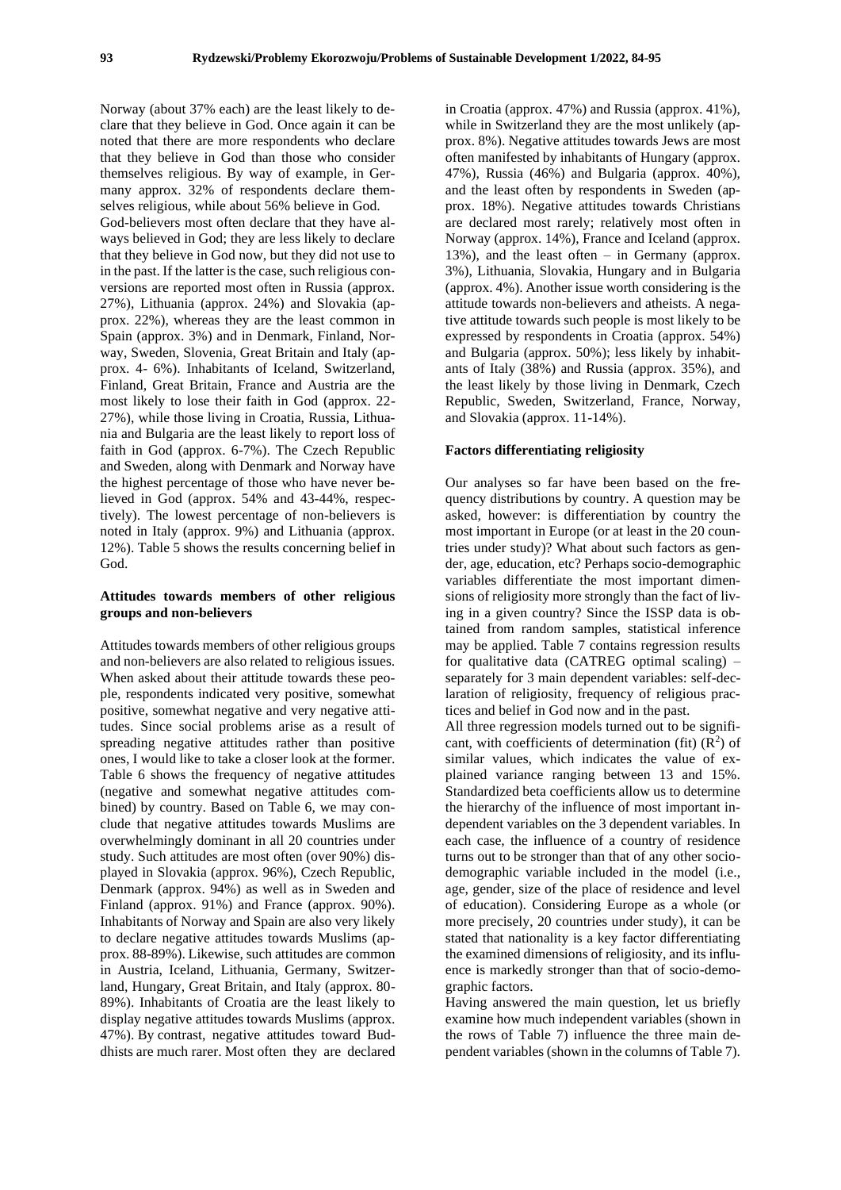Norway (about 37% each) are the least likely to declare that they believe in God. Once again it can be noted that there are more respondents who declare that they believe in God than those who consider themselves religious. By way of example, in Germany approx. 32% of respondents declare themselves religious, while about 56% believe in God.

God-believers most often declare that they have always believed in God; they are less likely to declare that they believe in God now, but they did not use to in the past. If the latter is the case, such religious conversions are reported most often in Russia (approx. 27%), Lithuania (approx. 24%) and Slovakia (approx. 22%), whereas they are the least common in Spain (approx. 3%) and in Denmark, Finland, Norway, Sweden, Slovenia, Great Britain and Italy (approx. 4- 6%). Inhabitants of Iceland, Switzerland, Finland, Great Britain, France and Austria are the most likely to lose their faith in God (approx. 22-27%), while those living in Croatia, Russia, Lithuania and Bulgaria are the least likely to report loss of faith in God (approx. 6-7%). The Czech Republic and Sweden, along with Denmark and Norway have the highest percentage of those who have never believed in God (approx. 54% and 43-44%, respectively). The lowest percentage of non-believers is noted in Italy (approx. 9%) and Lithuania (approx. 12%). Table 5 shows the results concerning belief in God.

### Attitudes towards members of other religious groups and non-believers

Attitudes towards members of other religious groups and non-believers are also related to religious issues. When asked about their attitude towards these people, respondents indicated very positive, somewhat positive, somewhat negative and very negative attitudes. Since social problems arise as a result of spreading negative attitudes rather than positive ones, I would like to take a closer look at the former. Table 6 shows the frequency of negative attitudes (negative and somewhat negative attitudes combined) by country. Based on Table 6, we may conclude that negative attitudes towards Muslims are overwhelmingly dominant in all 20 countries under study. Such attitudes are most often (over 90%) displayed in Slovakia (approx. 96%), Czech Republic, Denmark (approx. 94%) as well as in Sweden and Finland (approx. 91%) and France (approx. 90%). Inhabitants of Norway and Spain are also very likely to declare negative attitudes towards Muslims (approx. 88-89%). Likewise, such attitudes are common in Austria, Iceland, Lithuania, Germany, Switzerland, Hungary, Great Britain, and Italy (approx. 80-89%). Inhabitants of Croatia are the least likely to display negative attitudes towards Muslims (approx. 47%). By contrast, negative attitudes toward Buddhists are much rarer. Most often they are declared in Croatia (approx. 47%) and Russia (approx. 41%), while in Switzerland they are the most unlikely (approx. 8%). Negative attitudes towards Jews are most often manifested by inhabitants of Hungary (approx. 47%), Russia (46%) and Bulgaria (approx. 40%), and the least often by respondents in Sweden (approx. 18%). Negative attitudes towards Christians are declared most rarely; relatively most often in Norway (approx. 14%), France and Iceland (approx. 13%), and the least often – in Germany (approx. 3%), Lithuania, Slovakia, Hungary and in Bulgaria (approx. 4%). Another issue worth considering is the attitude towards non-believers and atheists. A negative attitude towards such people is most likely to be expressed by respondents in Croatia (approx. 54%) and Bulgaria (approx. 50%); less likely by inhabitants of Italy (38%) and Russia (approx. 35%), and the least likely by those living in Denmark, Czech Republic, Sweden, Switzerland, France, Norway, and Slovakia (approx. 11-14%).

### Factors differentiating religiosity

Our analyses so far have been based on the frequency distributions by country. A question may be asked, however: is differentiation by country the most important in Europe (or at least in the 20 countries under study)? What about such factors as gender, age, education, etc? Perhaps socio-demographic variables differentiate the most important dimensions of religiosity more strongly than the fact of living in a given country? Since the ISSP data is obtained from random samples, statistical inference may be applied. Table 7 contains regression results for qualitative data (CATREG optimal scaling) – separately for 3 main dependent variables: self-declaration of religiosity, frequency of religious practices and belief in God now and in the past.

All three regression models turned out to be significant, with coefficients of determination (fit) ($R^2$) of similar values, which indicates the value of explained variance ranging between 13 and 15%. Standardized beta coefficients allow us to determine the hierarchy of the influence of most important independent variables on the 3 dependent variables. In each case, the influence of a country of residence turns out to be stronger than that of any other socio-demographic variable included in the model (i.e., age, gender, size of the place of residence and level of education). Considering Europe as a whole (or more precisely, 20 countries under study), it can be stated that nationality is a key factor differentiating the examined dimensions of religiosity, and its influence is markedly stronger than that of socio-demographic factors.

Having answered the main question, let us briefly examine how much independent variables (shown in the rows of Table 7) influence the three main dependent variables (shown in the columns of Table 7).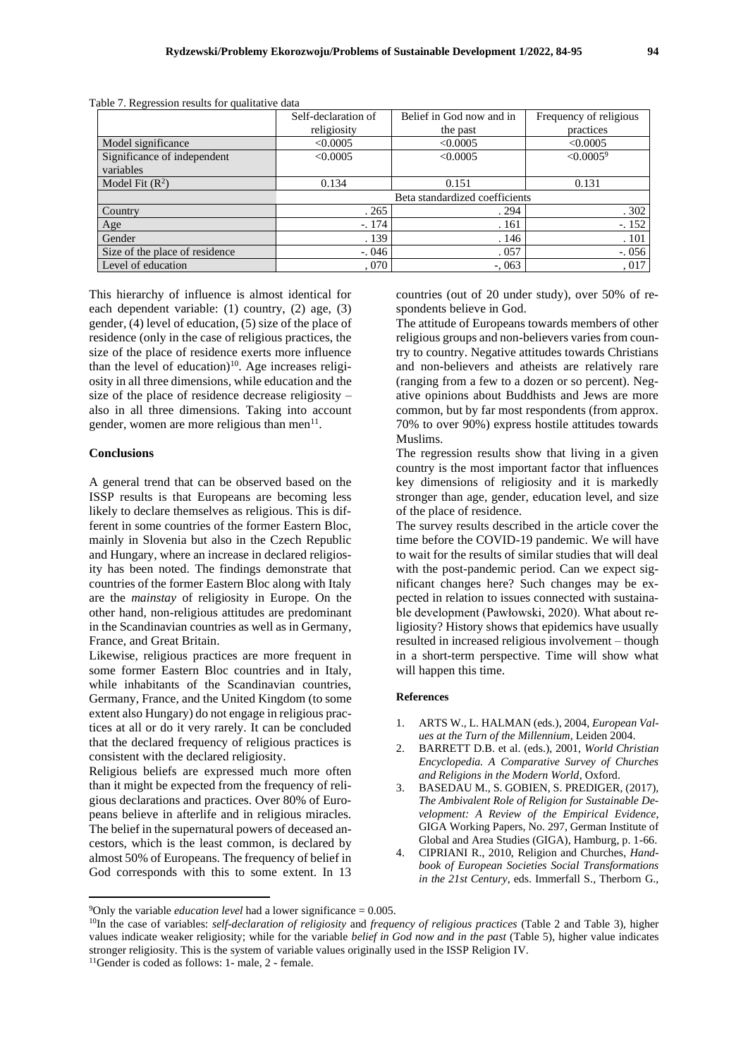Table 7. Regression results for qualitative data

| | Self-declaration of religiosity | Belief in God now and in the past | Frequency of religious practices |
|---|---|---|---|
| Model significance | <0.0005 | <0.0005 | <0.0005 |
| Significance of independent variables | <0.0005 | <0.0005 | <0.0005[9] |
| Model Fit ($R^2$) | 0.134 | 0.151 | 0.131 |
| | Beta standardized coefficients | | |
| Country | . 265 | . 294 | . 302 |
| Age | -. 174 | . 161 | -. 152 |
| Gender | . 139 | . 146 | . 101 |
| Size of the place of residence | -. 046 | . 057 | -. 056 |
| Level of education | , 070 | -, 063 | , 017 |

This hierarchy of influence is almost identical for each dependent variable: (1) country, (2) age, (3) gender, (4) level of education, (5) size of the place of residence (only in the case of religious practices, the size of the place of residence exerts more influence than the level of education)[10]. Age increases religiosity in all three dimensions, while education and the size of the place of residence decrease religiosity – also in all three dimensions. Taking into account gender, women are more religious than men[11].

## Conclusions

A general trend that can be observed based on the ISSP results is that Europeans are becoming less likely to declare themselves as religious. This is different in some countries of the former Eastern Bloc, mainly in Slovenia but also in the Czech Republic and Hungary, where an increase in declared religiosity has been noted. The findings demonstrate that countries of the former Eastern Bloc along with Italy are the *mainstay* of religiosity in Europe. On the other hand, non-religious attitudes are predominant in the Scandinavian countries as well as in Germany, France, and Great Britain.

Likewise, religious practices are more frequent in some former Eastern Bloc countries and in Italy, while inhabitants of the Scandinavian countries, Germany, France, and the United Kingdom (to some extent also Hungary) do not engage in religious practices at all or do it very rarely. It can be concluded that the declared frequency of religious practices is consistent with the declared religiosity.

Religious beliefs are expressed much more often than it might be expected from the frequency of religious declarations and practices. Over 80% of Europeans believe in afterlife and in religious miracles. The belief in the supernatural powers of deceased ancestors, which is the least common, is declared by almost 50% of Europeans. The frequency of belief in God corresponds with this to some extent. In 13 countries (out of 20 under study), over 50% of respondents believe in God.

The attitude of Europeans towards members of other religious groups and non-believers varies from country to country. Negative attitudes towards Christians and non-believers and atheists are relatively rare (ranging from a few to a dozen or so percent). Negative opinions about Buddhists and Jews are more common, but by far most respondents (from approx. 70% to over 90%) express hostile attitudes towards Muslims.

The regression results show that living in a given country is the most important factor that influences key dimensions of religiosity and it is markedly stronger than age, gender, education level, and size of the place of residence.

The survey results described in the article cover the time before the COVID-19 pandemic. We will have to wait for the results of similar studies that will deal with the post-pandemic period. Can we expect significant changes here? Such changes may be expected in relation to issues connected with sustainable development (Pawłowski, 2020). What about religiosity? History shows that epidemics have usually resulted in increased religious involvement – though in a short-term perspective. Time will show what will happen this time.

### References

1. ARTS W., L. HALMAN (eds.), 2004, *European Values at the Turn of the Millennium*, Leiden 2004.
2. BARRETT D.B. et al. (eds.), 2001, *World Christian Encyclopedia. A Comparative Survey of Churches and Religions in the Modern World*, Oxford.
3. BASEDAU M., S. GOBIEN, S. PREDIGER, (2017), *The Ambivalent Role of Religion for Sustainable Development: A Review of the Empirical Evidence*, GIGA Working Papers, No. 297, German Institute of Global and Area Studies (GIGA), Hamburg, p. 1-66.
4. CIPRIANI R., 2010, Religion and Churches, *Handbook of European Societies Social Transformations in the 21st Century*, eds. Immerfall S., Therborn G.,

---

[9] Only the variable *education level* had a lower significance = 0.005.

[10] In the case of variables: *self-declaration of religiosity* and *frequency of religious practices* (Table 2 and Table 3), higher values indicate weaker religiosity; while for the variable *belief in God now and in the past* (Table 5), higher value indicates stronger religiosity. This is the system of variable values originally used in the ISSP Religion IV.

[11] Gender is coded as follows: 1- male, 2 - female.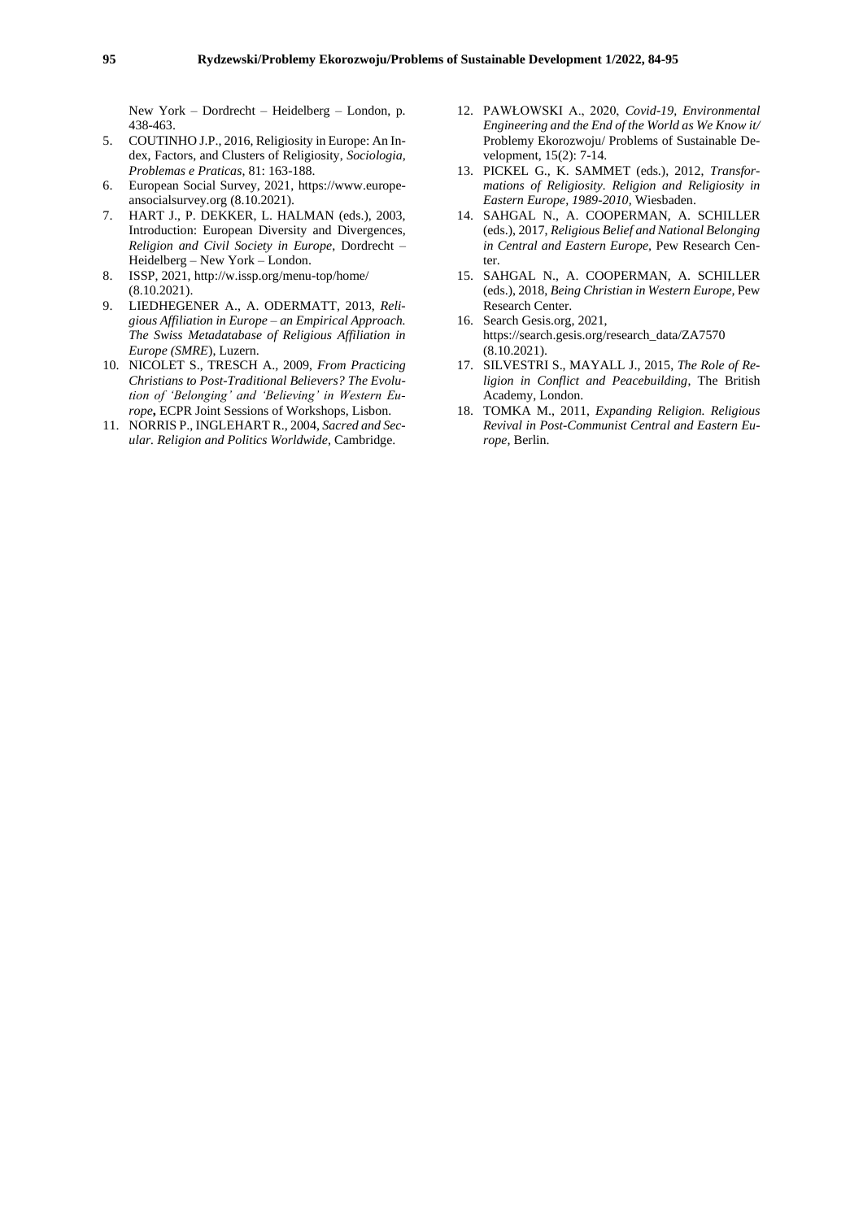New York – Dordrecht – Heidelberg – London, p. 438-463.

5. COUTINHO J.P., 2016, Religiosity in Europe: An Index, Factors, and Clusters of Religiosity, *Sociologia, Problemas e Praticas*, 81: 163-188.
6. European Social Survey, 2021, https://www.europeansocialsurvey.org (8.10.2021).
7. HART J., P. DEKKER, L. HALMAN (eds.), 2003, Introduction: European Diversity and Divergences, *Religion and Civil Society in Europe*, Dordrecht – Heidelberg – New York – London.
8. ISSP, 2021, http://w.issp.org/menu-top/home/ (8.10.2021).
9. LIEDHEGENER A., A. ODERMATT, 2013, *Religious Affiliation in Europe – an Empirical Approach. The Swiss Metadatabase of Religious Affiliation in Europe (SMRE*), Luzern.
10. NICOLET S., TRESCH A., 2009, *From Practicing Christians to Post-Traditional Believers? The Evolution of 'Belonging' and 'Believing' in Western Europe***,** ECPR Joint Sessions of Workshops, Lisbon.
11. NORRIS P., INGLEHART R., 2004, *Sacred and Secular. Religion and Politics Worldwide*, Cambridge.
12. PAWŁOWSKI A., 2020, *Covid-19, Environmental Engineering and the End of the World as We Know it/* Problemy Ekorozwoju/ Problems of Sustainable Development, 15(2): 7-14.
13. PICKEL G., K. SAMMET (eds.), 2012, *Transformations of Religiosity. Religion and Religiosity in Eastern Europe, 1989-2010*, Wiesbaden.
14. SAHGAL N., A. COOPERMAN, A. SCHILLER (eds.), 2017, *Religious Belief and National Belonging in Central and Eastern Europe*, Pew Research Center.
15. SAHGAL N., A. COOPERMAN, A. SCHILLER (eds.), 2018, *Being Christian in Western Europe*, Pew Research Center.
16. Search Gesis.org, 2021, https://search.gesis.org/research_data/ZA7570 (8.10.2021).
17. SILVESTRI S., MAYALL J., 2015, *The Role of Religion in Conflict and Peacebuilding*, The British Academy, London.
18. TOMKA M., 2011, *Expanding Religion. Religious Revival in Post-Communist Central and Eastern Europe*, Berlin.